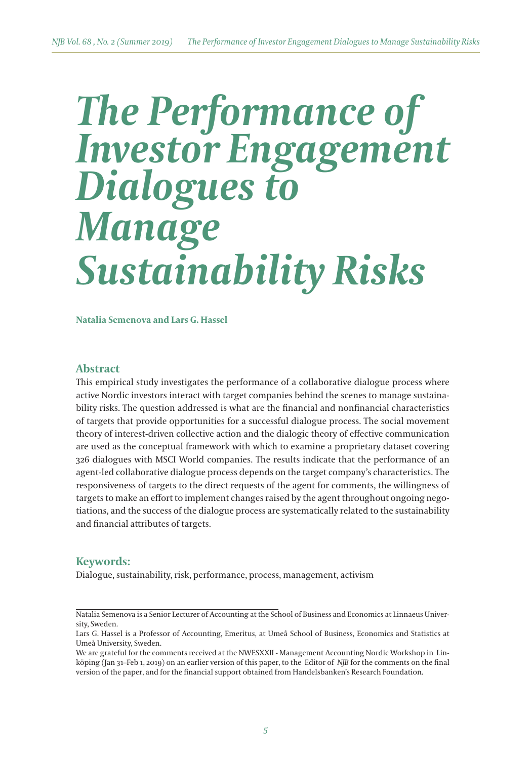# The Performance of Investor Engagement Dialogues to Manage Sustainability Risks

**Natalia Semenova and Lars G. Hassel**

## Abstract

This empirical study investigates the performance of a collaborative dialogue process where active Nordic investors interact with target companies behind the scenes to manage sustainability risks. The question addressed is what are the financial and nonfinancial characteristics of targets that provide opportunities for a successful dialogue process. The social movement theory of interest-driven collective action and the dialogic theory of effective communication are used as the conceptual framework with which to examine a proprietary dataset covering 326 dialogues with MSCI World companies. The results indicate that the performance of an agent-led collaborative dialogue process depends on the target company's characteristics. The responsiveness of targets to the direct requests of the agent for comments, the willingness of targets to make an effort to implement changes raised by the agent throughout ongoing negotiations, and the success of the dialogue process are systematically related to the sustainability and financial attributes of targets.

## Keywords:

Dialogue, sustainability, risk, performance, process, management, activism

---

Natalia Semenova is a Senior Lecturer of Accounting at the School of Business and Economics at Linnaeus University, Sweden.

Lars G. Hassel is a Professor of Accounting, Emeritus, at Umeå School of Business, Economics and Statistics at Umeå University, Sweden.

We are grateful for the comments received at the NWESXXII - Management Accounting Nordic Workshop in Linköping (Jan 31–Feb 1, 2019) on an earlier version of this paper, to the Editor of *NJB* for the comments on the final version of the paper, and for the financial support obtained from Handelsbanken's Research Foundation.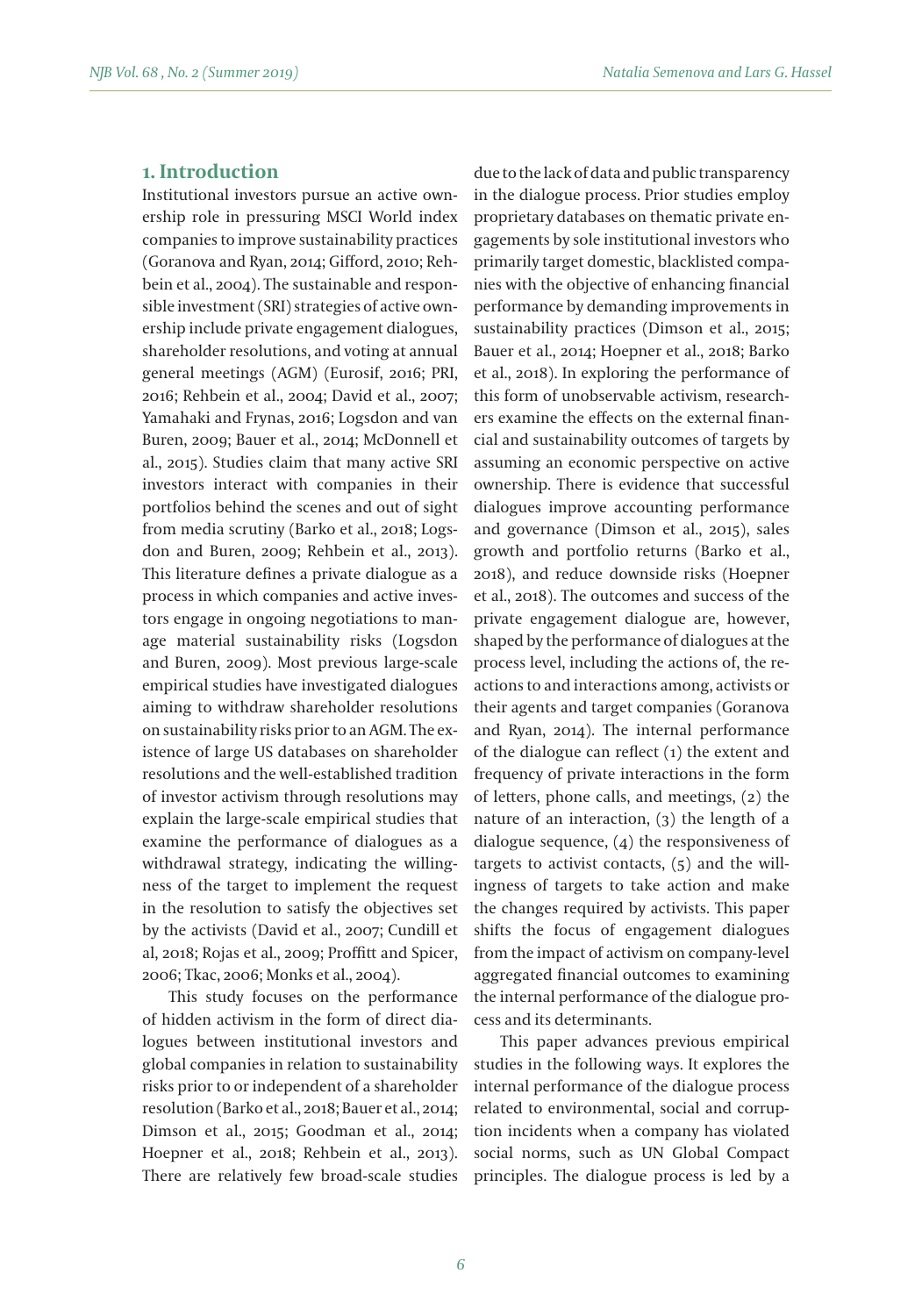## 1. Introduction

Institutional investors pursue an active ownership role in pressuring MSCI World index companies to improve sustainability practices (Goranova and Ryan, 2014; Gifford, 2010; Rehbein et al., 2004). The sustainable and responsible investment (SRI) strategies of active ownership include private engagement dialogues, shareholder resolutions, and voting at annual general meetings (AGM) (Eurosif, 2016; PRI, 2016; Rehbein et al., 2004; David et al., 2007; Yamahaki and Frynas, 2016; Logsdon and van Buren, 2009; Bauer et al., 2014; McDonnell et al., 2015). Studies claim that many active SRI investors interact with companies in their portfolios behind the scenes and out of sight from media scrutiny (Barko et al., 2018; Logsdon and Buren, 2009; Rehbein et al., 2013). This literature defines a private dialogue as a process in which companies and active investors engage in ongoing negotiations to manage material sustainability risks (Logsdon and Buren, 2009). Most previous large-scale empirical studies have investigated dialogues aiming to withdraw shareholder resolutions on sustainability risks prior to an AGM. The existence of large US databases on shareholder resolutions and the well-established tradition of investor activism through resolutions may explain the large-scale empirical studies that examine the performance of dialogues as a withdrawal strategy, indicating the willingness of the target to implement the request in the resolution to satisfy the objectives set by the activists (David et al., 2007; Cundill et al, 2018; Rojas et al., 2009; Proffitt and Spicer, 2006; Tkac, 2006; Monks et al., 2004).

This study focuses on the performance of hidden activism in the form of direct dialogues between institutional investors and global companies in relation to sustainability risks prior to or independent of a shareholder resolution (Barko et al., 2018; Bauer et al., 2014; Dimson et al., 2015; Goodman et al., 2014; Hoepner et al., 2018; Rehbein et al., 2013). There are relatively few broad-scale studies due to the lack of data and public transparency in the dialogue process. Prior studies employ proprietary databases on thematic private engagements by sole institutional investors who primarily target domestic, blacklisted companies with the objective of enhancing financial performance by demanding improvements in sustainability practices (Dimson et al., 2015; Bauer et al., 2014; Hoepner et al., 2018; Barko et al., 2018). In exploring the performance of this form of unobservable activism, researchers examine the effects on the external financial and sustainability outcomes of targets by assuming an economic perspective on active ownership. There is evidence that successful dialogues improve accounting performance and governance (Dimson et al., 2015), sales growth and portfolio returns (Barko et al., 2018), and reduce downside risks (Hoepner et al., 2018). The outcomes and success of the private engagement dialogue are, however, shaped by the performance of dialogues at the process level, including the actions of, the reactions to and interactions among, activists or their agents and target companies (Goranova and Ryan, 2014). The internal performance of the dialogue can reflect (1) the extent and frequency of private interactions in the form of letters, phone calls, and meetings, (2) the nature of an interaction, (3) the length of a dialogue sequence, (4) the responsiveness of targets to activist contacts, (5) and the willingness of targets to take action and make the changes required by activists. This paper shifts the focus of engagement dialogues from the impact of activism on company-level aggregated financial outcomes to examining the internal performance of the dialogue process and its determinants.

This paper advances previous empirical studies in the following ways. It explores the internal performance of the dialogue process related to environmental, social and corruption incidents when a company has violated social norms, such as UN Global Compact principles. The dialogue process is led by a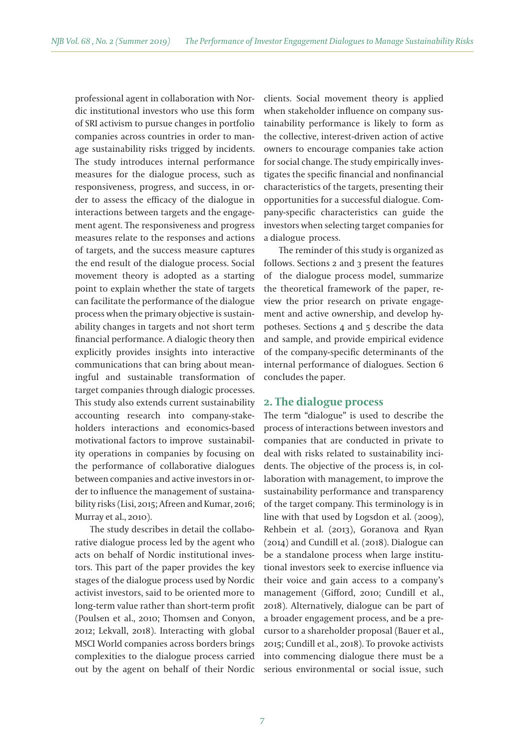professional agent in collaboration with Nordic institutional investors who use this form of SRI activism to pursue changes in portfolio companies across countries in order to manage sustainability risks trigged by incidents. The study introduces internal performance measures for the dialogue process, such as responsiveness, progress, and success, in order to assess the efficacy of the dialogue in interactions between targets and the engagement agent. The responsiveness and progress measures relate to the responses and actions of targets, and the success measure captures the end result of the dialogue process. Social movement theory is adopted as a starting point to explain whether the state of targets can facilitate the performance of the dialogue process when the primary objective is sustainability changes in targets and not short term financial performance. A dialogic theory then explicitly provides insights into interactive communications that can bring about meaningful and sustainable transformation of target companies through dialogic processes. This study also extends current sustainability accounting research into company-stakeholders interactions and economics-based motivational factors to improve sustainability operations in companies by focusing on the performance of collaborative dialogues between companies and active investors in order to influence the management of sustainability risks (Lisi, 2015; Afreen and Kumar, 2016; Murray et al., 2010).

The study describes in detail the collaborative dialogue process led by the agent who acts on behalf of Nordic institutional investors. This part of the paper provides the key stages of the dialogue process used by Nordic activist investors, said to be oriented more to long-term value rather than short-term profit (Poulsen et al., 2010; Thomsen and Conyon, 2012; Lekvall, 2018). Interacting with global MSCI World companies across borders brings complexities to the dialogue process carried out by the agent on behalf of their Nordic clients. Social movement theory is applied when stakeholder influence on company sustainability performance is likely to form as the collective, interest-driven action of active owners to encourage companies take action for social change. The study empirically investigates the specific financial and nonfinancial characteristics of the targets, presenting their opportunities for a successful dialogue. Company-specific characteristics can guide the investors when selecting target companies for a dialogue process.

The reminder of this study is organized as follows. Sections 2 and 3 present the features of the dialogue process model, summarize the theoretical framework of the paper, review the prior research on private engagement and active ownership, and develop hypotheses. Sections 4 and 5 describe the data and sample, and provide empirical evidence of the company-specific determinants of the internal performance of dialogues. Section 6 concludes the paper.

## 2. The dialogue process

The term "dialogue" is used to describe the process of interactions between investors and companies that are conducted in private to deal with risks related to sustainability incidents. The objective of the process is, in collaboration with management, to improve the sustainability performance and transparency of the target company. This terminology is in line with that used by Logsdon et al. (2009), Rehbein et al. (2013), Goranova and Ryan (2014) and Cundill et al. (2018). Dialogue can be a standalone process when large institutional investors seek to exercise influence via their voice and gain access to a company's management (Gifford, 2010; Cundill et al., 2018). Alternatively, dialogue can be part of a broader engagement process, and be a precursor to a shareholder proposal (Bauer et al., 2015; Cundill et al., 2018). To provoke activists into commencing dialogue there must be a serious environmental or social issue, such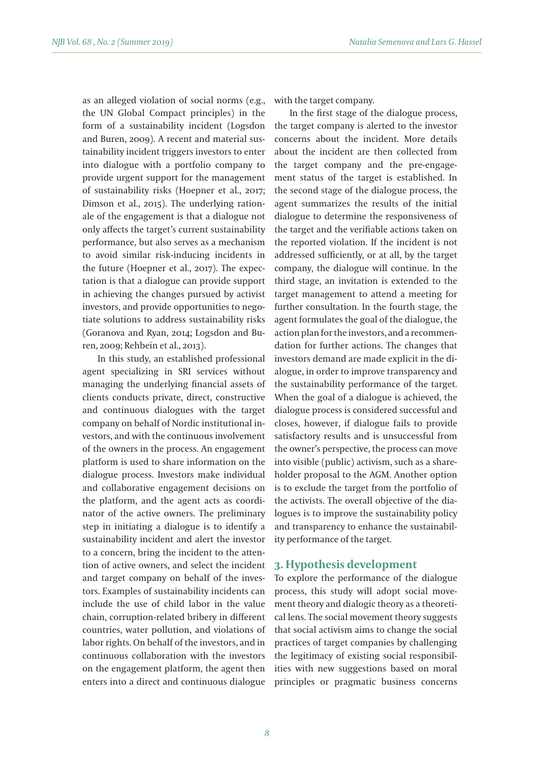as an alleged violation of social norms (e.g., the UN Global Compact principles) in the form of a sustainability incident (Logsdon and Buren, 2009). A recent and material sustainability incident triggers investors to enter into dialogue with a portfolio company to provide urgent support for the management of sustainability risks (Hoepner et al., 2017; Dimson et al., 2015). The underlying rationale of the engagement is that a dialogue not only affects the target's current sustainability performance, but also serves as a mechanism to avoid similar risk-inducing incidents in the future (Hoepner et al., 2017). The expectation is that a dialogue can provide support in achieving the changes pursued by activist investors, and provide opportunities to negotiate solutions to address sustainability risks (Goranova and Ryan, 2014; Logsdon and Buren, 2009; Rehbein et al., 2013).

In this study, an established professional agent specializing in SRI services without managing the underlying financial assets of clients conducts private, direct, constructive and continuous dialogues with the target company on behalf of Nordic institutional investors, and with the continuous involvement of the owners in the process. An engagement platform is used to share information on the dialogue process. Investors make individual and collaborative engagement decisions on the platform, and the agent acts as coordinator of the active owners. The preliminary step in initiating a dialogue is to identify a sustainability incident and alert the investor to a concern, bring the incident to the attention of active owners, and select the incident and target company on behalf of the investors. Examples of sustainability incidents can include the use of child labor in the value chain, corruption-related bribery in different countries, water pollution, and violations of labor rights. On behalf of the investors, and in continuous collaboration with the investors on the engagement platform, the agent then enters into a direct and continuous dialogue with the target company.

In the first stage of the dialogue process, the target company is alerted to the investor concerns about the incident. More details about the incident are then collected from the target company and the pre-engagement status of the target is established. In the second stage of the dialogue process, the agent summarizes the results of the initial dialogue to determine the responsiveness of the target and the verifiable actions taken on the reported violation. If the incident is not addressed sufficiently, or at all, by the target company, the dialogue will continue. In the third stage, an invitation is extended to the target management to attend a meeting for further consultation. In the fourth stage, the agent formulates the goal of the dialogue, the action plan for the investors, and a recommendation for further actions. The changes that investors demand are made explicit in the dialogue, in order to improve transparency and the sustainability performance of the target. When the goal of a dialogue is achieved, the dialogue process is considered successful and closes, however, if dialogue fails to provide satisfactory results and is unsuccessful from the owner's perspective, the process can move into visible (public) activism, such as a shareholder proposal to the AGM. Another option is to exclude the target from the portfolio of the activists. The overall objective of the dialogues is to improve the sustainability policy and transparency to enhance the sustainability performance of the target.

## 3. Hypothesis development

To explore the performance of the dialogue process, this study will adopt social movement theory and dialogic theory as a theoretical lens. The social movement theory suggests that social activism aims to change the social practices of target companies by challenging the legitimacy of existing social responsibilities with new suggestions based on moral principles or pragmatic business concerns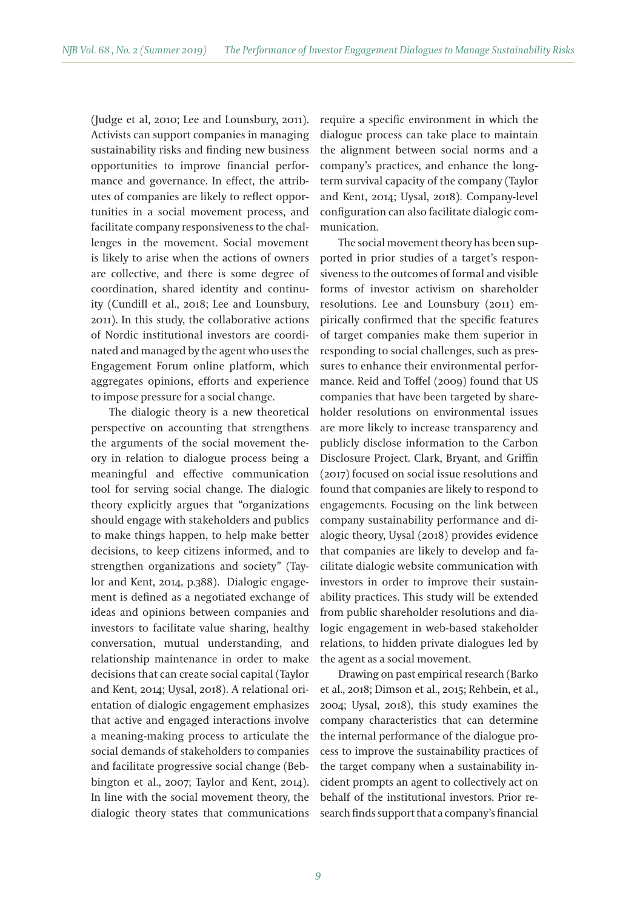(Judge et al, 2010; Lee and Lounsbury, 2011). Activists can support companies in managing sustainability risks and finding new business opportunities to improve financial performance and governance. In effect, the attributes of companies are likely to reflect opportunities in a social movement process, and facilitate company responsiveness to the challenges in the movement. Social movement is likely to arise when the actions of owners are collective, and there is some degree of coordination, shared identity and continuity (Cundill et al., 2018; Lee and Lounsbury, 2011). In this study, the collaborative actions of Nordic institutional investors are coordinated and managed by the agent who uses the Engagement Forum online platform, which aggregates opinions, efforts and experience to impose pressure for a social change.

The dialogic theory is a new theoretical perspective on accounting that strengthens the arguments of the social movement theory in relation to dialogue process being a meaningful and effective communication tool for serving social change. The dialogic theory explicitly argues that "organizations should engage with stakeholders and publics to make things happen, to help make better decisions, to keep citizens informed, and to strengthen organizations and society" (Taylor and Kent, 2014, p.388). Dialogic engagement is defined as a negotiated exchange of ideas and opinions between companies and investors to facilitate value sharing, healthy conversation, mutual understanding, and relationship maintenance in order to make decisions that can create social capital (Taylor and Kent, 2014; Uysal, 2018). A relational orientation of dialogic engagement emphasizes that active and engaged interactions involve a meaning-making process to articulate the social demands of stakeholders to companies and facilitate progressive social change (Bebbington et al., 2007; Taylor and Kent, 2014). In line with the social movement theory, the dialogic theory states that communications require a specific environment in which the dialogue process can take place to maintain the alignment between social norms and a company's practices, and enhance the long-term survival capacity of the company (Taylor and Kent, 2014; Uysal, 2018). Company-level configuration can also facilitate dialogic communication.

The social movement theory has been supported in prior studies of a target's responsiveness to the outcomes of formal and visible forms of investor activism on shareholder resolutions. Lee and Lounsbury (2011) empirically confirmed that the specific features of target companies make them superior in responding to social challenges, such as pressures to enhance their environmental performance. Reid and Toffel (2009) found that US companies that have been targeted by shareholder resolutions on environmental issues are more likely to increase transparency and publicly disclose information to the Carbon Disclosure Project. Clark, Bryant, and Griffin (2017) focused on social issue resolutions and found that companies are likely to respond to engagements. Focusing on the link between company sustainability performance and dialogic theory, Uysal (2018) provides evidence that companies are likely to develop and facilitate dialogic website communication with investors in order to improve their sustainability practices. This study will be extended from public shareholder resolutions and dialogic engagement in web-based stakeholder relations, to hidden private dialogues led by the agent as a social movement.

Drawing on past empirical research (Barko et al., 2018; Dimson et al., 2015; Rehbein, et al., 2004; Uysal, 2018), this study examines the company characteristics that can determine the internal performance of the dialogue process to improve the sustainability practices of the target company when a sustainability incident prompts an agent to collectively act on behalf of the institutional investors. Prior research finds support that a company's financial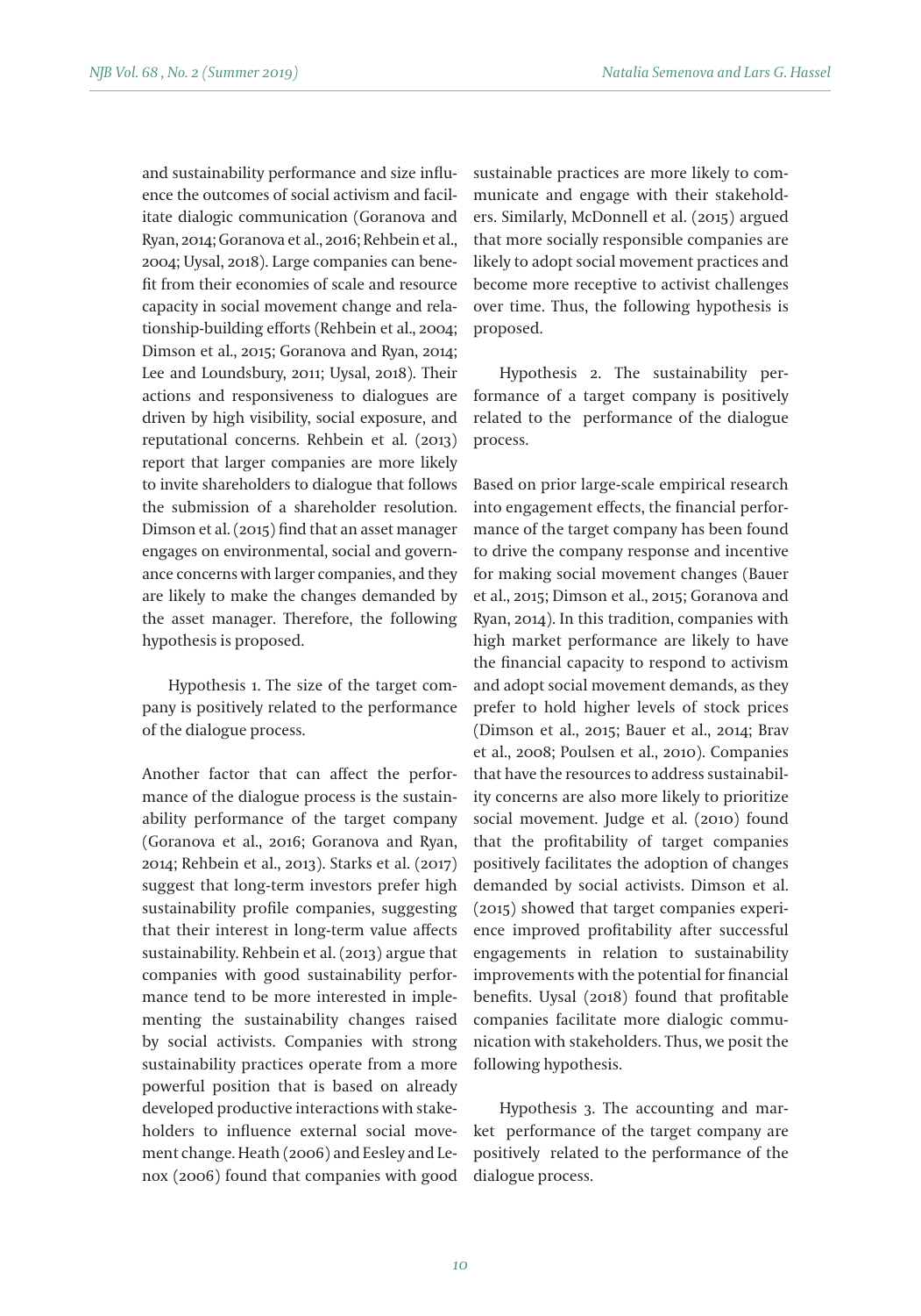and sustainability performance and size influence the outcomes of social activism and facilitate dialogic communication (Goranova and Ryan, 2014; Goranova et al., 2016; Rehbein et al., 2004; Uysal, 2018). Large companies can benefit from their economies of scale and resource capacity in social movement change and relationship-building efforts (Rehbein et al., 2004; Dimson et al., 2015; Goranova and Ryan, 2014; Lee and Loundsbury, 2011; Uysal, 2018). Their actions and responsiveness to dialogues are driven by high visibility, social exposure, and reputational concerns. Rehbein et al. (2013) report that larger companies are more likely to invite shareholders to dialogue that follows the submission of a shareholder resolution. Dimson et al. (2015) find that an asset manager engages on environmental, social and governance concerns with larger companies, and they are likely to make the changes demanded by the asset manager. Therefore, the following hypothesis is proposed.

Hypothesis 1. The size of the target company is positively related to the performance of the dialogue process.

Another factor that can affect the performance of the dialogue process is the sustainability performance of the target company (Goranova et al., 2016; Goranova and Ryan, 2014; Rehbein et al., 2013). Starks et al. (2017) suggest that long-term investors prefer high sustainability profile companies, suggesting that their interest in long-term value affects sustainability. Rehbein et al. (2013) argue that companies with good sustainability performance tend to be more interested in implementing the sustainability changes raised by social activists. Companies with strong sustainability practices operate from a more powerful position that is based on already developed productive interactions with stakeholders to influence external social movement change. Heath (2006) and Eesley and Lenox (2006) found that companies with good sustainable practices are more likely to communicate and engage with their stakeholders. Similarly, McDonnell et al. (2015) argued that more socially responsible companies are likely to adopt social movement practices and become more receptive to activist challenges over time. Thus, the following hypothesis is proposed.

Hypothesis 2. The sustainability performance of a target company is positively related to the performance of the dialogue process.

Based on prior large-scale empirical research into engagement effects, the financial performance of the target company has been found to drive the company response and incentive for making social movement changes (Bauer et al., 2015; Dimson et al., 2015; Goranova and Ryan, 2014). In this tradition, companies with high market performance are likely to have the financial capacity to respond to activism and adopt social movement demands, as they prefer to hold higher levels of stock prices (Dimson et al., 2015; Bauer et al., 2014; Brav et al., 2008; Poulsen et al., 2010). Companies that have the resources to address sustainability concerns are also more likely to prioritize social movement. Judge et al. (2010) found that the profitability of target companies positively facilitates the adoption of changes demanded by social activists. Dimson et al. (2015) showed that target companies experience improved profitability after successful engagements in relation to sustainability improvements with the potential for financial benefits. Uysal (2018) found that profitable companies facilitate more dialogic communication with stakeholders. Thus, we posit the following hypothesis.

Hypothesis 3. The accounting and market performance of the target company are positively related to the performance of the dialogue process.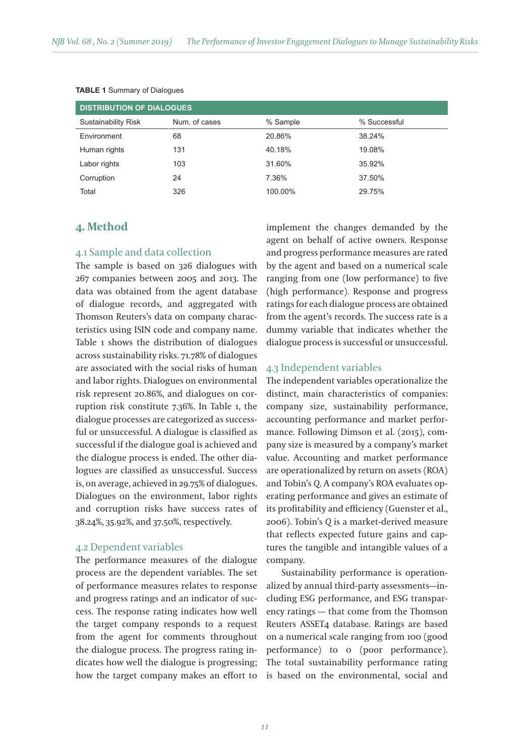**TABLE 1** Summary of Dialogues

| DISTRIBUTION OF DIALOGUES | | | |
|---|---|---|---|
| Sustainability Risk | Num. of cases | % Sample | % Successful |
| Environment | 68 | 20.86% | 38.24% |
| Human rights | 131 | 40.18% | 19.08% |
| Labor rights | 103 | 31.60% | 35.92% |
| Corruption | 24 | 7.36% | 37.50% |
| Total | 326 | 100.00% | 29.75% |

## 4. Method

### 4.1 Sample and data collection

The sample is based on 326 dialogues with 267 companies between 2005 and 2013. The data was obtained from the agent database of dialogue records, and aggregated with Thomson Reuters's data on company characteristics using ISIN code and company name. Table 1 shows the distribution of dialogues across sustainability risks. 71.78% of dialogues are associated with the social risks of human and labor rights. Dialogues on environmental risk represent 20.86%, and dialogues on corruption risk constitute 7.36%. In Table 1, the dialogue processes are categorized as successful or unsuccessful. A dialogue is classified as successful if the dialogue goal is achieved and the dialogue process is ended. The other dialogues are classified as unsuccessful. Success is, on average, achieved in 29.75% of dialogues. Dialogues on the environment, labor rights and corruption risks have success rates of 38.24%, 35.92%, and 37.50%, respectively.

### 4.2 Dependent variables

The performance measures of the dialogue process are the dependent variables. The set of performance measures relates to response and progress ratings and an indicator of success. The response rating indicates how well the target company responds to a request from the agent for comments throughout the dialogue process. The progress rating indicates how well the dialogue is progressing; how the target company makes an effort to implement the changes demanded by the agent on behalf of active owners. Response and progress performance measures are rated by the agent and based on a numerical scale ranging from one (low performance) to five (high performance). Response and progress ratings for each dialogue process are obtained from the agent's records. The success rate is a dummy variable that indicates whether the dialogue process is successful or unsuccessful.

### 4.3 Independent variables

The independent variables operationalize the distinct, main characteristics of companies: company size, sustainability performance, accounting performance and market performance. Following Dimson et al. (2015), company size is measured by a company's market value. Accounting and market performance are operationalized by return on assets (ROA) and Tobin's *Q*. A company's ROA evaluates operating performance and gives an estimate of its profitability and efficiency (Guenster et al., 2006). Tobin's *Q* is a market-derived measure that reflects expected future gains and captures the tangible and intangible values of a company.

Sustainability performance is operationalized by annual third-party assessments—including ESG performance, and ESG transparency ratings — that come from the Thomson Reuters ASSET4 database. Ratings are based on a numerical scale ranging from 100 (good performance) to 0 (poor performance). The total sustainability performance rating is based on the environmental, social and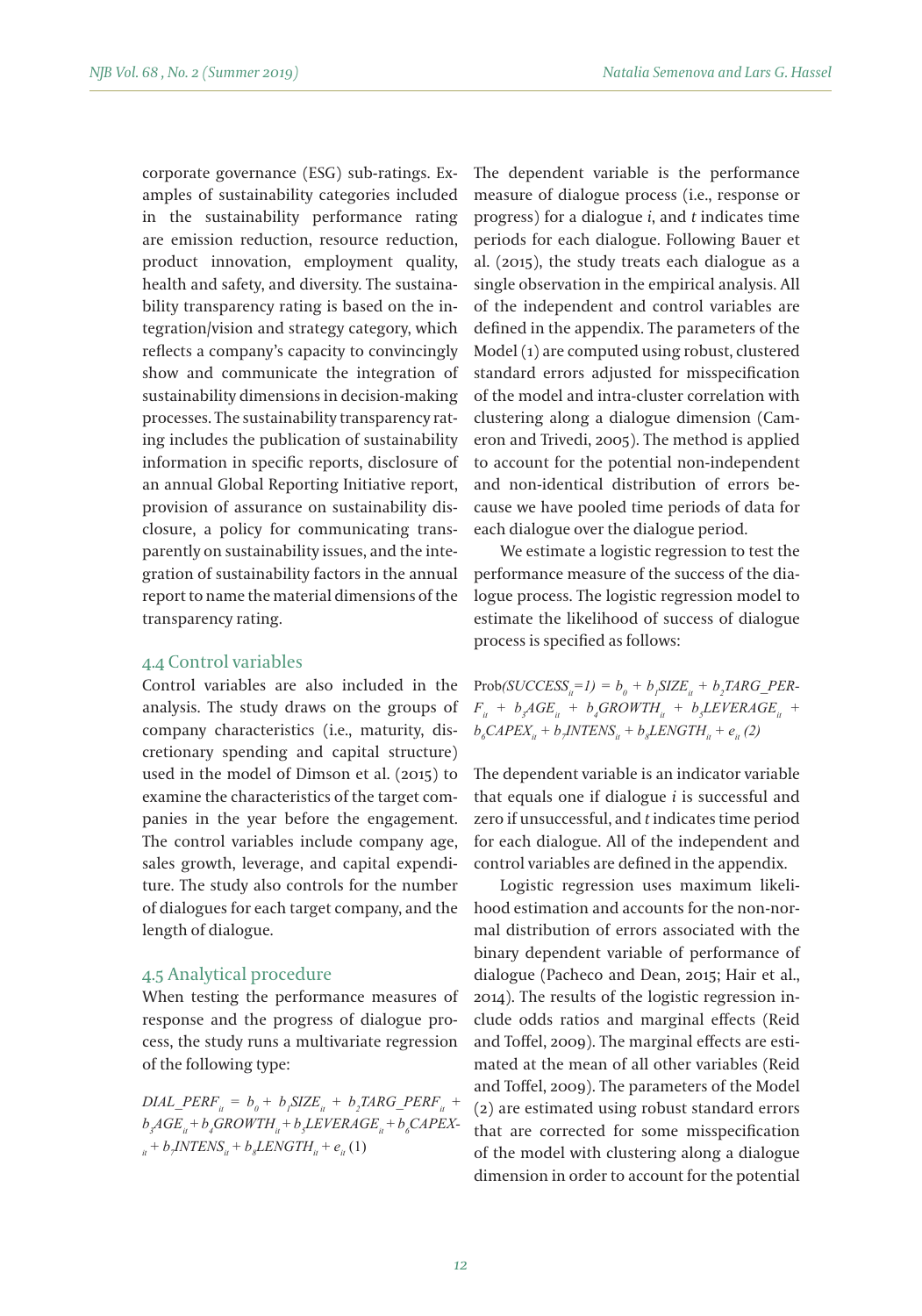corporate governance (ESG) sub-ratings. Examples of sustainability categories included in the sustainability performance rating are emission reduction, resource reduction, product innovation, employment quality, health and safety, and diversity. The sustainability transparency rating is based on the integration/vision and strategy category, which reflects a company's capacity to convincingly show and communicate the integration of sustainability dimensions in decision-making processes. The sustainability transparency rating includes the publication of sustainability information in specific reports, disclosure of an annual Global Reporting Initiative report, provision of assurance on sustainability disclosure, a policy for communicating transparently on sustainability issues, and the integration of sustainability factors in the annual report to name the material dimensions of the transparency rating.

### 4.4 Control variables

Control variables are also included in the analysis. The study draws on the groups of company characteristics (i.e., maturity, discretionary spending and capital structure) used in the model of Dimson et al. (2015) to examine the characteristics of the target companies in the year before the engagement. The control variables include company age, sales growth, leverage, and capital expenditure. The study also controls for the number of dialogues for each target company, and the length of dialogue.

### 4.5 Analytical procedure

When testing the performance measures of response and the progress of dialogue process, the study runs a multivariate regression of the following type:

$$DIAL\_PERF_{it} = b_0 + b_1SIZE_{it} + b_2TARG\_PERF_{it} + b_3AGE_{it} + b_4GROWTH_{it} + b_5LEVERAGE_{it} + b_6CAPEX_{it} + b_7INTENS_{it} + b_8LENGTH_{it} + e_{it} \quad (1)$$

The dependent variable is the performance measure of dialogue process (i.e., response or progress) for a dialogue *i*, and *t* indicates time periods for each dialogue. Following Bauer et al. (2015), the study treats each dialogue as a single observation in the empirical analysis. All of the independent and control variables are defined in the appendix. The parameters of the Model (1) are computed using robust, clustered standard errors adjusted for misspecification of the model and intra-cluster correlation with clustering along a dialogue dimension (Cameron and Trivedi, 2005). The method is applied to account for the potential non-independent and non-identical distribution of errors because we have pooled time periods of data for each dialogue over the dialogue period.

We estimate a logistic regression to test the performance measure of the success of the dialogue process. The logistic regression model to estimate the likelihood of success of dialogue process is specified as follows:

$$Prob(SUCCESS_{it}=1) = b_0 + b_1SIZE_{it} + b_2TARG\_PERF_{it} + b_3AGE_{it} + b_4GROWTH_{it} + b_5LEVERAGE_{it} + b_6CAPEX_{it} + b_7INTENS_{it} + b_8LENGTH_{it} + e_{it} \quad (2)$$

The dependent variable is an indicator variable that equals one if dialogue *i* is successful and zero if unsuccessful, and *t* indicates time period for each dialogue. All of the independent and control variables are defined in the appendix.

Logistic regression uses maximum likelihood estimation and accounts for the non-normal distribution of errors associated with the binary dependent variable of performance of dialogue (Pacheco and Dean, 2015; Hair et al., 2014). The results of the logistic regression include odds ratios and marginal effects (Reid and Toffel, 2009). The marginal effects are estimated at the mean of all other variables (Reid and Toffel, 2009). The parameters of the Model (2) are estimated using robust standard errors that are corrected for some misspecification of the model with clustering along a dialogue dimension in order to account for the potential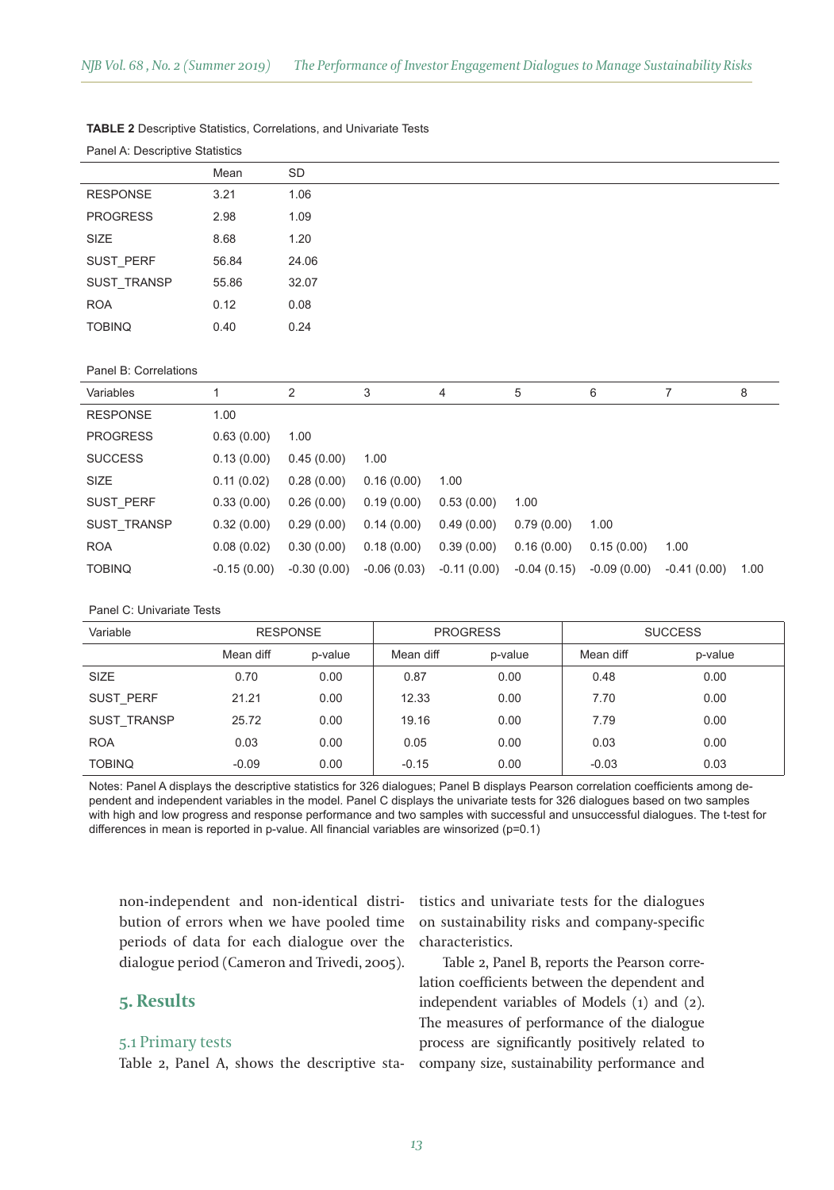**TABLE 2** Descriptive Statistics, Correlations, and Univariate Tests

Panel A: Descriptive Statistics

| | Mean | SD |
|---|---|---|
| RESPONSE | 3.21 | 1.06 |
| PROGRESS | 2.98 | 1.09 |
| SIZE | 8.68 | 1.20 |
| SUST_PERF | 56.84 | 24.06 |
| SUST_TRANSP | 55.86 | 32.07 |
| ROA | 0.12 | 0.08 |
| TOBINQ | 0.40 | 0.24 |

Panel B: Correlations

| Variables | 1 | 2 | 3 | 4 | 5 | 6 | 7 | 8 |
|---|---|---|---|---|---|---|---|---|
| RESPONSE | 1.00 | | | | | | | |
| PROGRESS | 0.63 (0.00) | 1.00 | | | | | | |
| SUCCESS | 0.13 (0.00) | 0.45 (0.00) | 1.00 | | | | | |
| SIZE | 0.11 (0.02) | 0.28 (0.00) | 0.16 (0.00) | 1.00 | | | | |
| SUST_PERF | 0.33 (0.00) | 0.26 (0.00) | 0.19 (0.00) | 0.53 (0.00) | 1.00 | | | |
| SUST_TRANSP | 0.32 (0.00) | 0.29 (0.00) | 0.14 (0.00) | 0.49 (0.00) | 0.79 (0.00) | 1.00 | | |
| ROA | 0.08 (0.02) | 0.30 (0.00) | 0.18 (0.00) | 0.39 (0.00) | 0.16 (0.00) | 0.15 (0.00) | 1.00 | |
| TOBINQ | -0.15 (0.00) | -0.30 (0.00) | -0.06 (0.03) | -0.11 (0.00) | -0.04 (0.15) | -0.09 (0.00) | -0.41 (0.00) | 1.00 |

Panel C: Univariate Tests

| Variable | RESPONSE | | PROGRESS | | SUCCESS | |
|---|---|---|---|---|---|---|
| | Mean diff | p-value | Mean diff | p-value | Mean diff | p-value |
| SIZE | 0.70 | 0.00 | 0.87 | 0.00 | 0.48 | 0.00 |
| SUST_PERF | 21.21 | 0.00 | 12.33 | 0.00 | 7.70 | 0.00 |
| SUST_TRANSP | 25.72 | 0.00 | 19.16 | 0.00 | 7.79 | 0.00 |
| ROA | 0.03 | 0.00 | 0.05 | 0.00 | 0.03 | 0.00 |
| TOBINQ | -0.09 | 0.00 | -0.15 | 0.00 | -0.03 | 0.03 |

Notes: Panel A displays the descriptive statistics for 326 dialogues; Panel B displays Pearson correlation coefficients among dependent and independent variables in the model. Panel C displays the univariate tests for 326 dialogues based on two samples with high and low progress and response performance and two samples with successful and unsuccessful dialogues. The t-test for differences in mean is reported in p-value. All financial variables are winsorized (p=0.1)

non-independent and non-identical distribution of errors when we have pooled time periods of data for each dialogue over the dialogue period (Cameron and Trivedi, 2005).

## 5. Results

### 5.1 Primary tests

Table 2, Panel A, shows the descriptive statistics and univariate tests for the dialogues on sustainability risks and company-specific characteristics.

Table 2, Panel B, reports the Pearson correlation coefficients between the dependent and independent variables of Models (1) and (2). The measures of performance of the dialogue process are significantly positively related to company size, sustainability performance and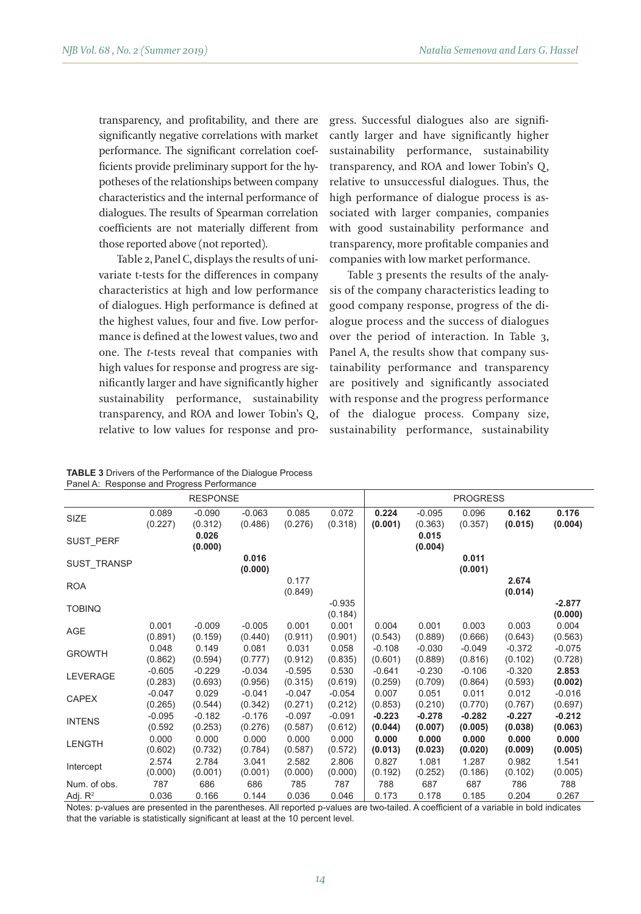transparency, and profitability, and there are significantly negative correlations with market performance. The significant correlation coefficients provide preliminary support for the hypotheses of the relationships between company characteristics and the internal performance of dialogues. The results of Spearman correlation coefficients are not materially different from those reported above (not reported).

Table 2, Panel C, displays the results of univariate t-tests for the differences in company characteristics at high and low performance of dialogues. High performance is defined at the highest values, four and five. Low performance is defined at the lowest values, two and one. The *t*-tests reveal that companies with high values for response and progress are significantly larger and have significantly higher sustainability performance, sustainability transparency, and ROA and lower Tobin's Q, relative to low values for response and progress. Successful dialogues also are significantly larger and have significantly higher sustainability performance, sustainability transparency, and ROA and lower Tobin's Q, relative to unsuccessful dialogues. Thus, the high performance of dialogue process is associated with larger companies, companies with good sustainability performance and transparency, more profitable companies and companies with low market performance.

Table 3 presents the results of the analysis of the company characteristics leading to good company response, progress of the dialogue process and the success of dialogues over the period of interaction. In Table 3, Panel A, the results show that company sustainability performance and transparency are positively and significantly associated with response and the progress performance of the dialogue process. Company size, sustainability performance, sustainability

**TABLE 3** Drivers of the Performance of the Dialogue Process
Panel A: Response and Progress Performance

| | RESPONSE | | | | | PROGRESS | | | | |
|---|---|---|---|---|---|---|---|---|---|---|
| SIZE | 0.089 (0.227) | -0.090 (0.312) | -0.063 (0.486) | 0.085 (0.276) | 0.072 (0.318) | **0.224 (0.001)** | -0.095 (0.363) | 0.096 (0.357) | **0.162 (0.015)** | **0.176 (0.004)** |
| SUST_PERF | | **0.026 (0.000)** | | | | | **0.015 (0.004)** | | | |
| SUST_TRANSP | | | **0.016 (0.000)** | | | | | **0.011 (0.001)** | | |
| ROA | | | | 0.177 (0.849) | | | | | **2.674 (0.014)** | |
| TOBINQ | | | | | -0.935 (0.184) | | | | | **-2.877 (0.000)** |
| AGE | 0.001 (0.891) | -0.009 (0.159) | -0.005 (0.440) | 0.001 (0.911) | 0.001 (0.901) | 0.004 (0.543) | 0.001 (0.889) | 0.003 (0.666) | 0.003 (0.643) | 0.004 (0.563) |
| GROWTH | 0.048 (0.862) | 0.149 (0.594) | 0.081 (0.777) | 0.031 (0.912) | 0.058 (0.835) | -0.108 (0.601) | -0.030 (0.889) | -0.049 (0.816) | -0.372 (0.102) | -0.075 (0.728) |
| LEVERAGE | -0.605 (0.283) | -0.229 (0.693) | -0.034 (0.956) | -0.595 (0.315) | 0.530 (0.619) | -0.641 (0.259) | -0.230 (0.709) | -0.106 (0.864) | -0.320 (0.593) | **2.853 (0.002)** |
| CAPEX | -0.047 (0.265) | 0.029 (0.544) | -0.041 (0.342) | -0.047 (0.271) | -0.054 (0.212) | 0.007 (0.853) | 0.051 (0.210) | 0.011 (0.770) | 0.012 (0.767) | -0.016 (0.697) |
| INTENS | -0.095 (0.592 | -0.182 (0.253) | -0.176 (0.276) | -0.097 (0.587) | -0.091 (0.612) | **-0.223 (0.044)** | **-0.278 (0.007)** | **-0.282 (0.005)** | **-0.227 (0.038)** | **-0.212 (0.063)** |
| LENGTH | 0.000 (0.602) | 0.000 (0.732) | 0.000 (0.784) | 0.000 (0.587) | 0.000 (0.572) | **0.000 (0.013)** | **0.000 (0.023)** | **0.000 (0.020)** | **0.000 (0.009)** | **0.000 (0.005)** |
| Intercept | 2.574 (0.000) | 2.784 (0.001) | 3.041 (0.001) | 2.582 (0.000) | 2.806 (0.000) | 0.827 (0.192) | 1.081 (0.252) | 1.287 (0.186) | 0.982 (0.102) | 1.541 (0.005) |
| Num. of obs. | 787 | 686 | 686 | 785 | 787 | 788 | 687 | 687 | 786 | 788 |
| Adj. $R^2$ | 0.036 | 0.166 | 0.144 | 0.036 | 0.046 | 0.173 | 0.178 | 0.185 | 0.204 | 0.267 |

Notes: p-values are presented in the parentheses. All reported p-values are two-tailed. A coefficient of a variable in bold indicates that the variable is statistically significant at least at the 10 percent level.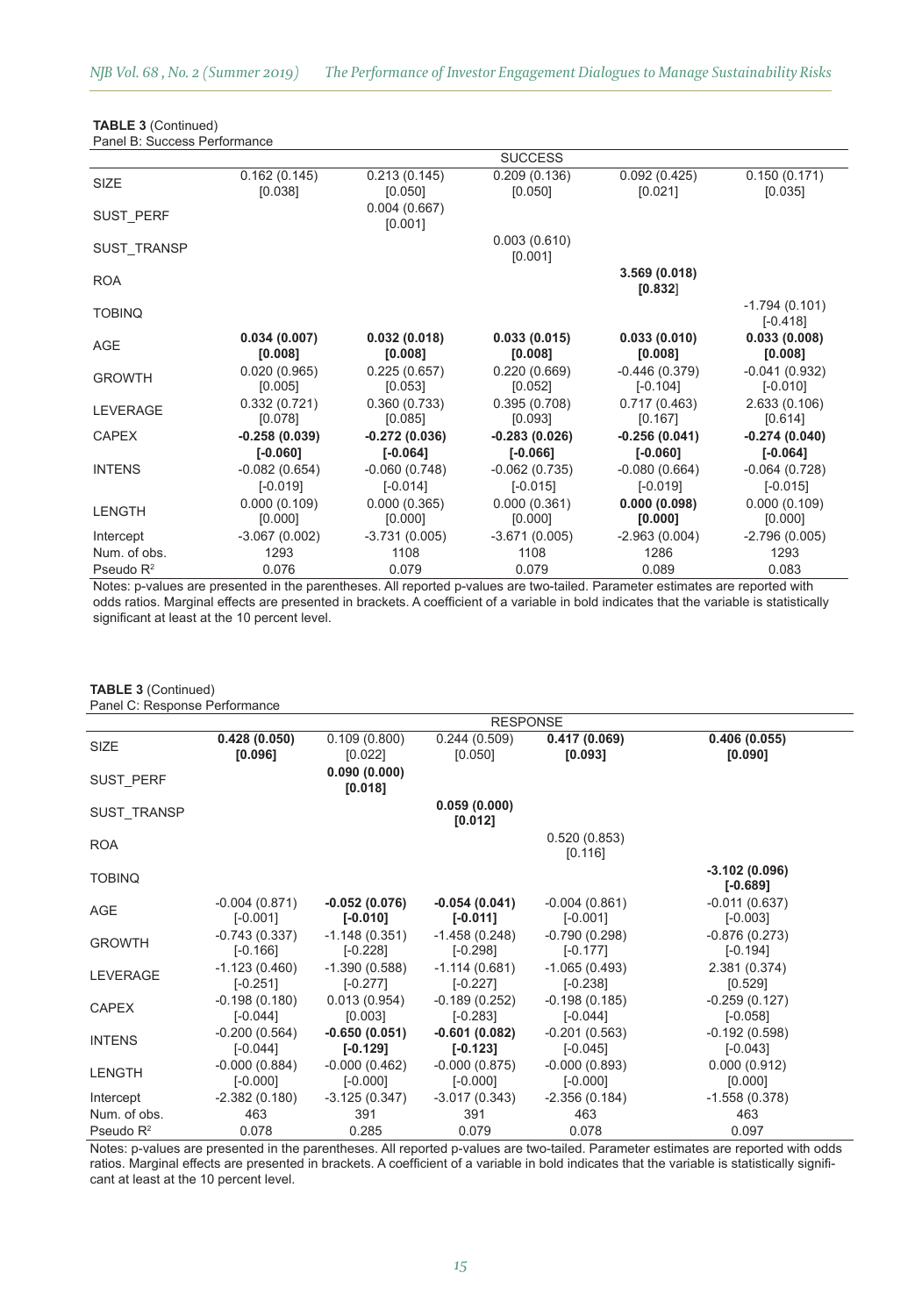**TABLE 3** (Continued)

Panel B: Success Performance

| | SUCCESS | | | | |
|---|---|---|---|---|---|
| SIZE | 0.162 (0.145) [0.038] | 0.213 (0.145) [0.050] | 0.209 (0.136) [0.050] | 0.092 (0.425) [0.021] | 0.150 (0.171) [0.035] |
| SUST_PERF | | 0.004 (0.667) [0.001] | | | |
| SUST_TRANSP | | | 0.003 (0.610) [0.001] | | |
| ROA | | | | **3.569 (0.018) [0.832]** | |
| TOBINQ | | | | | -1.794 (0.101) [-0.418] |
| AGE | **0.034 (0.007) [0.008]** | **0.032 (0.018) [0.008]** | **0.033 (0.015) [0.008]** | **0.033 (0.010) [0.008]** | **0.033 (0.008) [0.008]** |
| GROWTH | 0.020 (0.965) [0.005] | 0.225 (0.657) [0.053] | 0.220 (0.669) [0.052] | -0.446 (0.379) [-0.104] | -0.041 (0.932) [-0.010] |
| LEVERAGE | 0.332 (0.721) [0.078] | 0.360 (0.733) [0.085] | 0.395 (0.708) [0.093] | 0.717 (0.463) [0.167] | 2.633 (0.106) [0.614] |
| CAPEX | **-0.258 (0.039) [-0.060]** | **-0.272 (0.036) [-0.064]** | **-0.283 (0.026) [-0.066]** | **-0.256 (0.041) [-0.060]** | **-0.274 (0.040) [-0.064]** |
| INTENS | -0.082 (0.654) [-0.019] | -0.060 (0.748) [-0.014] | -0.062 (0.735) [-0.015] | -0.080 (0.664) [-0.019] | -0.064 (0.728) [-0.015] |
| LENGTH | 0.000 (0.109) [0.000] | 0.000 (0.365) [0.000] | 0.000 (0.361) [0.000] | **0.000 (0.098) [0.000]** | 0.000 (0.109) [0.000] |
| Intercept | -3.067 (0.002) | -3.731 (0.005) | -3.671 (0.005) | -2.963 (0.004) | -2.796 (0.005) |
| Num. of obs. | 1293 | 1108 | 1108 | 1286 | 1293 |
| Pseudo $R^2$ | 0.076 | 0.079 | 0.079 | 0.089 | 0.083 |

Notes: p-values are presented in the parentheses. All reported p-values are two-tailed. Parameter estimates are reported with odds ratios. Marginal effects are presented in brackets. A coefficient of a variable in bold indicates that the variable is statistically significant at least at the 10 percent level.

**TABLE 3** (Continued)

Panel C: Response Performance

| | RESPONSE | | | | |
|---|---|---|---|---|---|
| SIZE | **0.428 (0.050) [0.096]** | 0.109 (0.800) [0.022] | 0.244 (0.509) [0.050] | **0.417 (0.069) [0.093]** | **0.406 (0.055) [0.090]** |
| SUST_PERF | | **0.090 (0.000) [0.018]** | | | |
| SUST_TRANSP | | | **0.059 (0.000) [0.012]** | | |
| ROA | | | | 0.520 (0.853) [0.116] | |
| TOBINQ | | | | | **-3.102 (0.096) [-0.689]** |
| AGE | -0.004 (0.871) [-0.001] | **-0.052 (0.076) [-0.010]** | **-0.054 (0.041) [-0.011]** | -0.004 (0.861) [-0.001] | -0.011 (0.637) [-0.003] |
| GROWTH | -0.743 (0.337) [-0.166] | -1.148 (0.351) [-0.228] | -1.458 (0.248) [-0.298] | -0.790 (0.298) [-0.177] | -0.876 (0.273) [-0.194] |
| LEVERAGE | -1.123 (0.460) [-0.251] | -1.390 (0.588) [-0.277] | -1.114 (0.681) [-0.227] | -1.065 (0.493) [-0.238] | 2.381 (0.374) [0.529] |
| CAPEX | -0.198 (0.180) [-0.044] | 0.013 (0.954) [0.003] | -0.189 (0.252) [-0.039] | -0.198 (0.185) [-0.044] | -0.259 (0.127) [-0.058] |
| INTENS | -0.200 (0.564) [-0.044] | **-0.650 (0.051) [-0.129]** | **-0.601 (0.082) [-0.123]** | -0.201 (0.563) [-0.045] | -0.192 (0.598) [-0.043] |
| LENGTH | -0.000 (0.884) [-0.000] | -0.000 (0.462) [-0.000] | -0.000 (0.875) [-0.000] | -0.000 (0.893) [-0.000] | 0.000 (0.912) [0.000] |
| Intercept | -2.382 (0.180) | -3.125 (0.347) | -3.017 (0.343) | -2.356 (0.184) | -1.558 (0.378) |
| Num. of obs. | 463 | 391 | 391 | 463 | 463 |
| Pseudo $R^2$ | 0.078 | 0.285 | 0.079 | 0.078 | 0.097 |

Notes: p-values are presented in the parentheses. All reported p-values are two-tailed. Parameter estimates are reported with odds ratios. Marginal effects are presented in brackets. A coefficient of a variable in bold indicates that the variable is statistically significant at least at the 10 percent level.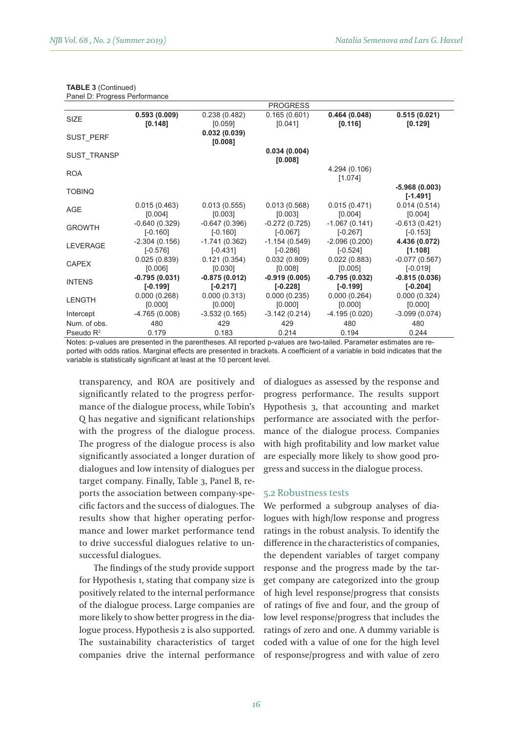**TABLE 3** (Continued)
Panel D: Progress Performance

| | PROGRESS | | | | |
|---|---|---|---|---|---|
| SIZE | **0.593 (0.009) [0.148]** | 0.238 (0.482) [0.059] | 0.165 (0.601) [0.041] | **0.464 (0.048) [0.116]** | **0.515 (0.021) [0.129]** |
| SUST_PERF | | **0.032 (0.039) [0.008]** | | | |
| SUST_TRANSP | | | **0.034 (0.004) [0.008]** | | |
| ROA | | | | 4.294 (0.106) [1.074] | |
| TOBINQ | | | | | **-5.968 (0.003) [-1.491]** |
| AGE | 0.015 (0.463) [0.004] | 0.013 (0.555) [0.003] | 0.013 (0.568) [0.003] | 0.015 (0.471) [0.004] | 0.014 (0.514) [0.004] |
| GROWTH | -0.640 (0.329) [-0.160] | -0.647 (0.396) [-0.160] | -0.272 (0.725) [-0.067] | -1.067 (0.141) [-0.267] | -0.613 (0.421) [-0.153] |
| LEVERAGE | -2.304 (0.156) [-0.576] | -1.741 (0.362) [-0.431] | -1.154 (0.549) [-0.286] | -2.096 (0.200) [-0.524] | **4.436 (0.072) [1.108]** |
| CAPEX | 0.025 (0.839) [0.006] | 0.121 (0.354) [0.030] | 0.032 (0.809) [0.008] | 0.022 (0.883) [0.005] | -0.077 (0.567) [-0.019] |
| INTENS | **-0.795 (0.031) [-0.199]** | **-0.875 (0.012) [-0.217]** | **-0.919 (0.005) [-0.228]** | **-0.795 (0.032) [-0.199]** | **-0.815 (0.036) [-0.204]** |
| LENGTH | 0.000 (0.268) [0.000] | 0.000 (0.313) [0.000] | 0.000 (0.235) [0.000] | 0.000 (0.264) [0.000] | 0.000 (0.324) [0.000] |
| Intercept | -4.765 (0.008) | -3.532 (0.165) | -3.142 (0.214) | -4.195 (0.020) | -3.099 (0.074) |
| Num. of obs. | 480 | 429 | 429 | 480 | 480 |
| Pseudo $R^2$ | 0.179 | 0.183 | 0.214 | 0.194 | 0.244 |

Notes: p-values are presented in the parentheses. All reported p-values are two-tailed. Parameter estimates are reported with odds ratios. Marginal effects are presented in brackets. A coefficient of a variable in bold indicates that the variable is statistically significant at least at the 10 percent level.

transparency, and ROA are positively and significantly related to the progress performance of the dialogue process, while Tobin's Q has negative and significant relationships with the progress of the dialogue process. The progress of the dialogue process is also significantly associated a longer duration of dialogues and low intensity of dialogues per target company. Finally, Table 3, Panel B, reports the association between company-specific factors and the success of dialogues. The results show that higher operating performance and lower market performance tend to drive successful dialogues relative to unsuccessful dialogues.

The findings of the study provide support for Hypothesis 1, stating that company size is positively related to the internal performance of the dialogue process. Large companies are more likely to show better progress in the dialogue process. Hypothesis 2 is also supported. The sustainability characteristics of target companies drive the internal performance of dialogues as assessed by the response and progress performance. The results support Hypothesis 3, that accounting and market performance are associated with the performance of the dialogue process. Companies with high profitability and low market value are especially more likely to show good progress and success in the dialogue process.

## 5.2 Robustness tests

We performed a subgroup analyses of dialogues with high/low response and progress ratings in the robust analysis. To identify the difference in the characteristics of companies, the dependent variables of target company response and the progress made by the target company are categorized into the group of high level response/progress that consists of ratings of five and four, and the group of low level response/progress that includes the ratings of zero and one. A dummy variable is coded with a value of one for the high level of response/progress and with value of zero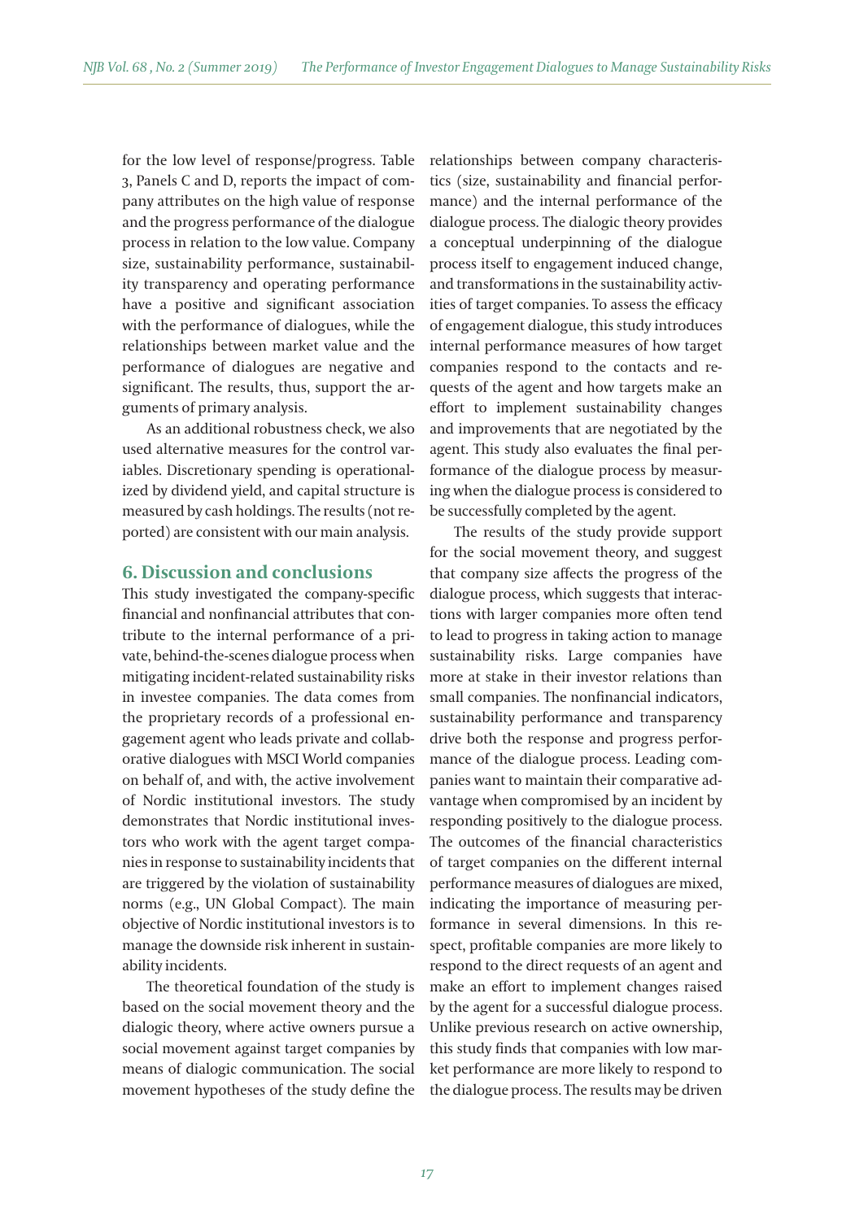for the low level of response/progress. Table 3, Panels C and D, reports the impact of company attributes on the high value of response and the progress performance of the dialogue process in relation to the low value. Company size, sustainability performance, sustainability transparency and operating performance have a positive and significant association with the performance of dialogues, while the relationships between market value and the performance of dialogues are negative and significant. The results, thus, support the arguments of primary analysis.

As an additional robustness check, we also used alternative measures for the control variables. Discretionary spending is operationalized by dividend yield, and capital structure is measured by cash holdings. The results (not reported) are consistent with our main analysis.

## 6. Discussion and conclusions

This study investigated the company-specific financial and nonfinancial attributes that contribute to the internal performance of a private, behind-the-scenes dialogue process when mitigating incident-related sustainability risks in investee companies. The data comes from the proprietary records of a professional engagement agent who leads private and collaborative dialogues with MSCI World companies on behalf of, and with, the active involvement of Nordic institutional investors. The study demonstrates that Nordic institutional investors who work with the agent target companies in response to sustainability incidents that are triggered by the violation of sustainability norms (e.g., UN Global Compact). The main objective of Nordic institutional investors is to manage the downside risk inherent in sustainability incidents.

The theoretical foundation of the study is based on the social movement theory and the dialogic theory, where active owners pursue a social movement against target companies by means of dialogic communication. The social movement hypotheses of the study define the relationships between company characteristics (size, sustainability and financial performance) and the internal performance of the dialogue process. The dialogic theory provides a conceptual underpinning of the dialogue process itself to engagement induced change, and transformations in the sustainability activities of target companies. To assess the efficacy of engagement dialogue, this study introduces internal performance measures of how target companies respond to the contacts and requests of the agent and how targets make an effort to implement sustainability changes and improvements that are negotiated by the agent. This study also evaluates the final performance of the dialogue process by measuring when the dialogue process is considered to be successfully completed by the agent.

The results of the study provide support for the social movement theory, and suggest that company size affects the progress of the dialogue process, which suggests that interactions with larger companies more often tend to lead to progress in taking action to manage sustainability risks. Large companies have more at stake in their investor relations than small companies. The nonfinancial indicators, sustainability performance and transparency drive both the response and progress performance of the dialogue process. Leading companies want to maintain their comparative advantage when compromised by an incident by responding positively to the dialogue process. The outcomes of the financial characteristics of target companies on the different internal performance measures of dialogues are mixed, indicating the importance of measuring performance in several dimensions. In this respect, profitable companies are more likely to respond to the direct requests of an agent and make an effort to implement changes raised by the agent for a successful dialogue process. Unlike previous research on active ownership, this study finds that companies with low market performance are more likely to respond to the dialogue process. The results may be driven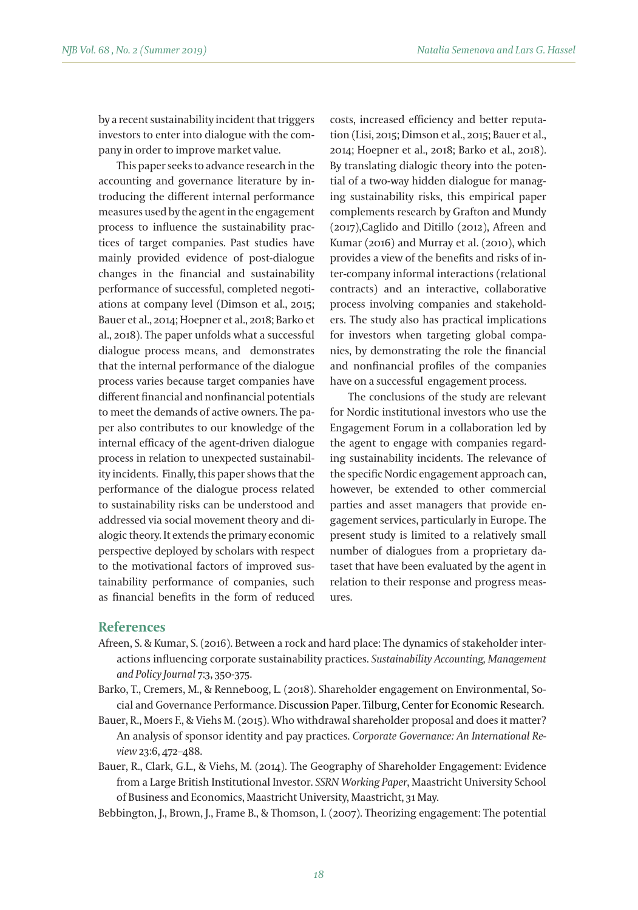by a recent sustainability incident that triggers investors to enter into dialogue with the company in order to improve market value.

This paper seeks to advance research in the accounting and governance literature by introducing the different internal performance measures used by the agent in the engagement process to influence the sustainability practices of target companies. Past studies have mainly provided evidence of post-dialogue changes in the financial and sustainability performance of successful, completed negotiations at company level (Dimson et al., 2015; Bauer et al., 2014; Hoepner et al., 2018; Barko et al., 2018). The paper unfolds what a successful dialogue process means, and demonstrates that the internal performance of the dialogue process varies because target companies have different financial and nonfinancial potentials to meet the demands of active owners. The paper also contributes to our knowledge of the internal efficacy of the agent-driven dialogue process in relation to unexpected sustainability incidents. Finally, this paper shows that the performance of the dialogue process related to sustainability risks can be understood and addressed via social movement theory and dialogic theory. It extends the primary economic perspective deployed by scholars with respect to the motivational factors of improved sustainability performance of companies, such as financial benefits in the form of reduced costs, increased efficiency and better reputation (Lisi, 2015; Dimson et al., 2015; Bauer et al., 2014; Hoepner et al., 2018; Barko et al., 2018). By translating dialogic theory into the potential of a two-way hidden dialogue for managing sustainability risks, this empirical paper complements research by Grafton and Mundy (2017),Caglido and Ditillo (2012), Afreen and Kumar (2016) and Murray et al. (2010), which provides a view of the benefits and risks of inter-company informal interactions (relational contracts) and an interactive, collaborative process involving companies and stakeholders. The study also has practical implications for investors when targeting global companies, by demonstrating the role the financial and nonfinancial profiles of the companies have on a successful engagement process.

The conclusions of the study are relevant for Nordic institutional investors who use the Engagement Forum in a collaboration led by the agent to engage with companies regarding sustainability incidents. The relevance of the specific Nordic engagement approach can, however, be extended to other commercial parties and asset managers that provide engagement services, particularly in Europe. The present study is limited to a relatively small number of dialogues from a proprietary dataset that have been evaluated by the agent in relation to their response and progress measures.

## References

Afreen, S. & Kumar, S. (2016). Between a rock and hard place: The dynamics of stakeholder interactions influencing corporate sustainability practices. *Sustainability Accounting, Management and Policy Journal* 7:3, 350-375.

Barko, T., Cremers, M., & Renneboog, L. (2018). Shareholder engagement on Environmental, Social and Governance Performance. Discussion Paper. Tilburg, Center for Economic Research.

Bauer, R., Moers F., & Viehs M. (2015). Who withdrawal shareholder proposal and does it matter? An analysis of sponsor identity and pay practices. *Corporate Governance: An International Review* 23:6, 472–488.

Bauer, R., Clark, G.L., & Viehs, M. (2014). The Geography of Shareholder Engagement: Evidence from a Large British Institutional Investor. *SSRN Working Paper*, Maastricht University School of Business and Economics, Maastricht University, Maastricht, 31 May.

Bebbington, J., Brown, J., Frame B., & Thomson, I. (2007). Theorizing engagement: The potential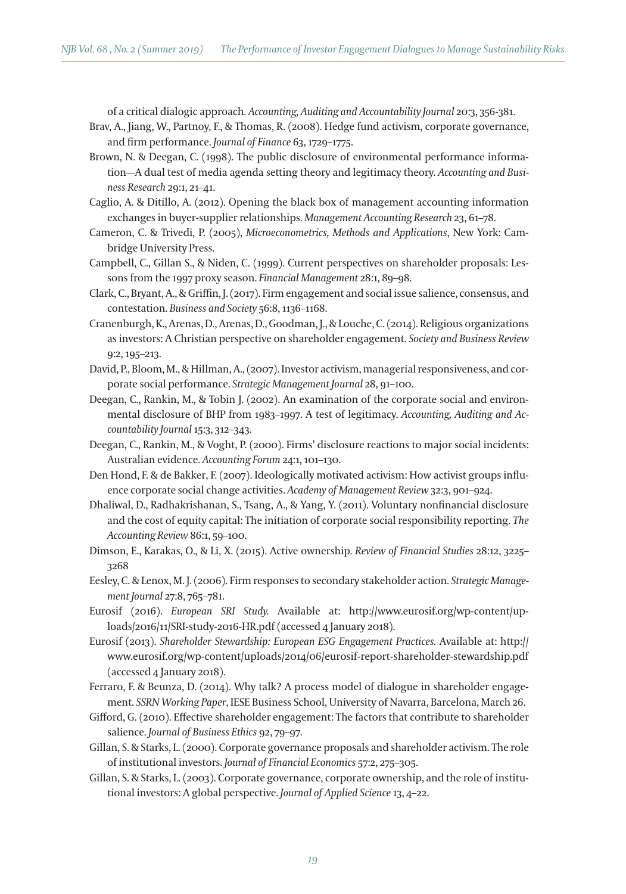of a critical dialogic approach. *Accounting, Auditing and Accountability Journal* 20:3, 356-381.

Brav, A., Jiang, W., Partnoy, F., & Thomas, R. (2008). Hedge fund activism, corporate governance, and firm performance. *Journal of Finance* 63, 1729–1775.

Brown, N. & Deegan, C. (1998). The public disclosure of environmental performance information—A dual test of media agenda setting theory and legitimacy theory. *Accounting and Business Research* 29:1, 21–41.

Caglio, A. & Ditillo, A. (2012). Opening the black box of management accounting information exchanges in buyer-supplier relationships. *Management Accounting Research* 23, 61–78.

Cameron, C. & Trivedi, P. (2005), *Microeconometrics, Methods and Applications*, New York: Cambridge University Press.

Campbell, C., Gillan S., & Niden, C. (1999). Current perspectives on shareholder proposals: Lessons from the 1997 proxy season. *Financial Management* 28:1, 89–98.

Clark, C., Bryant, A., & Griffin, J. (2017). Firm engagement and social issue salience, consensus, and contestation. *Business and Society* 56:8, 1136–1168.

Cranenburgh, K., Arenas, D., Arenas, D., Goodman, J., & Louche, C. (2014). Religious organizations as investors: A Christian perspective on shareholder engagement. *Society and Business Review* 9:2, 195–213.

David, P., Bloom, M., & Hillman, A., (2007). Investor activism, managerial responsiveness, and corporate social performance. *Strategic Management Journal* 28, 91–100.

Deegan, C., Rankin, M., & Tobin J. (2002). An examination of the corporate social and environmental disclosure of BHP from 1983–1997. A test of legitimacy. *Accounting, Auditing and Accountability Journal* 15:3, 312–343.

Deegan, C., Rankin, M., & Voght, P. (2000). Firms' disclosure reactions to major social incidents: Australian evidence. *Accounting Forum* 24:1, 101–130.

Den Hond, F. & de Bakker, F. (2007). Ideologically motivated activism: How activist groups influence corporate social change activities. *Academy of Management Review* 32:3, 901–924.

Dhaliwal, D., Radhakrishanan, S., Tsang, A., & Yang, Y. (2011). Voluntary nonfinancial disclosure and the cost of equity capital: The initiation of corporate social responsibility reporting. *The Accounting Review* 86:1, 59–100.

Dimson, E., Karakas, O., & Li, X. (2015). Active ownership. *Review of Financial Studies* 28:12, 3225–3268

Eesley, C. & Lenox, M. J. (2006). Firm responses to secondary stakeholder action. *Strategic Management Journal* 27:8, 765–781.

Eurosif (2016). *European SRI Study.* Available at: http://www.eurosif.org/wp-content/uploads/2016/11/SRI-study-2016-HR.pdf (accessed 4 January 2018).

Eurosif (2013). *Shareholder Stewardship: European ESG Engagement Practices.* Available at: http://www.eurosif.org/wp-content/uploads/2014/06/eurosif-report-shareholder-stewardship.pdf (accessed 4 January 2018).

Ferraro, F. & Beunza, D. (2014). Why talk? A process model of dialogue in shareholder engagement. *SSRN Working Paper*, IESE Business School, University of Navarra, Barcelona, March 26.

Gifford, G. (2010). Effective shareholder engagement: The factors that contribute to shareholder salience. *Journal of Business Ethics* 92, 79–97.

Gillan, S. & Starks, L. (2000). Corporate governance proposals and shareholder activism. The role of institutional investors. *Journal of Financial Economics* 57:2, 275–305.

Gillan, S. & Starks, L. (2003). Corporate governance, corporate ownership, and the role of institutional investors: A global perspective. *Journal of Applied Science* 13, 4–22.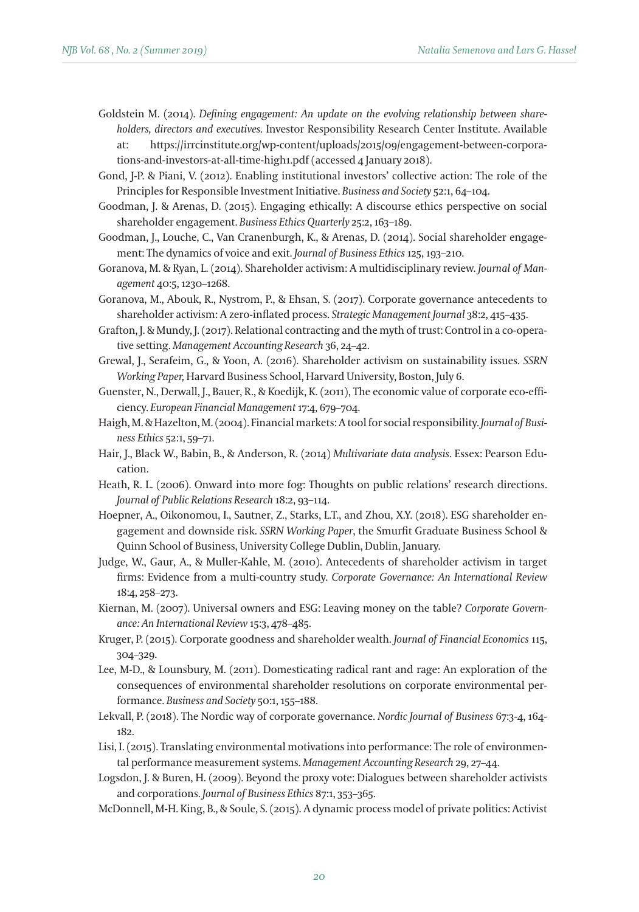Goldstein M. (2014). *Defining engagement: An update on the evolving relationship between shareholders, directors and executives.* Investor Responsibility Research Center Institute. Available at: https://irrcinstitute.org/wp-content/uploads/2015/09/engagement-between-corporations-and-investors-at-all-time-high1.pdf (accessed 4 January 2018).

Gond, J-P. & Piani, V. (2012). Enabling institutional investors' collective action: The role of the Principles for Responsible Investment Initiative. *Business and Society* 52:1, 64–104.

Goodman, J. & Arenas, D. (2015). Engaging ethically: A discourse ethics perspective on social shareholder engagement. *Business Ethics Quarterly* 25:2, 163–189.

Goodman, J., Louche, C., Van Cranenburgh, K., & Arenas, D. (2014). Social shareholder engagement: The dynamics of voice and exit. *Journal of Business Ethics* 125, 193–210.

Goranova, M. & Ryan, L. (2014). Shareholder activism: A multidisciplinary review. *Journal of Management* 40:5, 1230–1268.

Goranova, M., Abouk, R., Nystrom, P., & Ehsan, S. (2017). Corporate governance antecedents to shareholder activism: A zero-inflated process. *Strategic Management Journal* 38:2, 415–435.

Grafton, J. & Mundy, J. (2017). Relational contracting and the myth of trust: Control in a co-operative setting. *Management Accounting Research* 36, 24–42.

Grewal, J., Serafeim, G., & Yoon, A. (2016). Shareholder activism on sustainability issues. *SSRN Working Paper,* Harvard Business School, Harvard University, Boston, July 6.

Guenster, N., Derwall, J., Bauer, R., & Koedijk, K. (2011), The economic value of corporate eco-efficiency. *European Financial Management* 17:4, 679–704.

Haigh, M. & Hazelton, M. (2004). Financial markets: A tool for social responsibility. *Journal of Business Ethics* 52:1, 59–71.

Hair, J., Black W., Babin, B., & Anderson, R. (2014) *Multivariate data analysis*. Essex: Pearson Education.

Heath, R. L. (2006). Onward into more fog: Thoughts on public relations' research directions. *Journal of Public Relations Research* 18:2, 93–114.

Hoepner, A., Oikonomou, I., Sautner, Z., Starks, L.T., and Zhou, X.Y. (2018). ESG shareholder engagement and downside risk. *SSRN Working Paper*, the Smurfit Graduate Business School & Quinn School of Business, University College Dublin, Dublin, January.

Judge, W., Gaur, A., & Muller-Kahle, M. (2010). Antecedents of shareholder activism in target firms: Evidence from a multi-country study. *Corporate Governance: An International Review* 18:4, 258–273.

Kiernan, M. (2007). Universal owners and ESG: Leaving money on the table? *Corporate Governance: An International Review* 15:3, 478–485.

Kruger, P. (2015). Corporate goodness and shareholder wealth. *Journal of Financial Economics* 115, 304–329.

Lee, M-D., & Lounsbury, M. (2011). Domesticating radical rant and rage: An exploration of the consequences of environmental shareholder resolutions on corporate environmental performance. *Business and Society* 50:1, 155–188.

Lekvall, P. (2018). The Nordic way of corporate governance. *Nordic Journal of Business* 67:3-4, 164-182.

Lisi, I. (2015). Translating environmental motivations into performance: The role of environmental performance measurement systems. *Management Accounting Research* 29, 27–44.

Logsdon, J. & Buren, H. (2009). Beyond the proxy vote: Dialogues between shareholder activists and corporations. *Journal of Business Ethics* 87:1, 353–365.

McDonnell, M-H. King, B., & Soule, S. (2015). A dynamic process model of private politics: Activist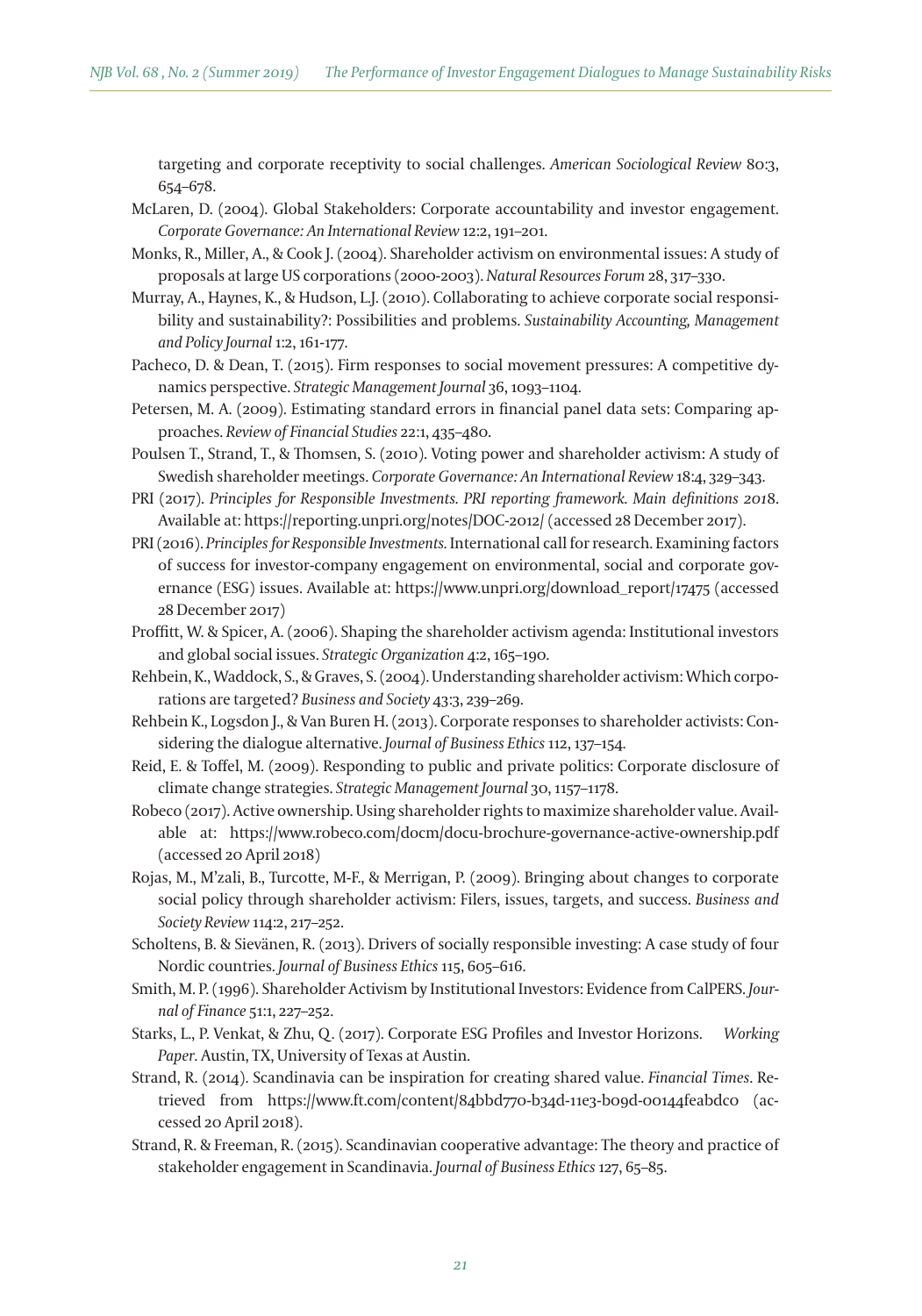targeting and corporate receptivity to social challenges. *American Sociological Review* 80:3, 654–678.

McLaren, D. (2004). Global Stakeholders: Corporate accountability and investor engagement. *Corporate Governance: An International Review* 12:2, 191–201.

Monks, R., Miller, A., & Cook J. (2004). Shareholder activism on environmental issues: A study of proposals at large US corporations (2000-2003). *Natural Resources Forum* 28, 317–330.

Murray, A., Haynes, K., & Hudson, L.J. (2010). Collaborating to achieve corporate social responsibility and sustainability?: Possibilities and problems. *Sustainability Accounting, Management and Policy Journal* 1:2, 161-177.

Pacheco, D. & Dean, T. (2015). Firm responses to social movement pressures: A competitive dynamics perspective. *Strategic Management Journal* 36, 1093–1104.

Petersen, M. A. (2009). Estimating standard errors in financial panel data sets: Comparing approaches. *Review of Financial Studies* 22:1, 435–480.

Poulsen T., Strand, T., & Thomsen, S. (2010). Voting power and shareholder activism: A study of Swedish shareholder meetings. *Corporate Governance: An International Review* 18:4, 329–343.

PRI (2017). *Principles for Responsible Investments. PRI reporting framework. Main definitions 2018.* Available at: https://reporting.unpri.org/notes/DOC-2012/ (accessed 28 December 2017).

PRI (2016). *Principles for Responsible Investments.* International call for research. Examining factors of success for investor-company engagement on environmental, social and corporate governance (ESG) issues. Available at: https://www.unpri.org/download_report/17475 (accessed 28 December 2017)

Proffitt, W. & Spicer, A. (2006). Shaping the shareholder activism agenda: Institutional investors and global social issues. *Strategic Organization* 4:2, 165–190.

Rehbein, K., Waddock, S., & Graves, S. (2004). Understanding shareholder activism: Which corporations are targeted? *Business and Society* 43:3, 239–269.

Rehbein K., Logsdon J., & Van Buren H. (2013). Corporate responses to shareholder activists: Considering the dialogue alternative. *Journal of Business Ethics* 112, 137–154.

Reid, E. & Toffel, M. (2009). Responding to public and private politics: Corporate disclosure of climate change strategies. *Strategic Management Journal* 30, 1157–1178.

Robeco (2017). Active ownership. Using shareholder rights to maximize shareholder value. Available at: https://www.robeco.com/docm/docu-brochure-governance-active-ownership.pdf (accessed 20 April 2018)

Rojas, M., M'zali, B., Turcotte, M-F., & Merrigan, P. (2009). Bringing about changes to corporate social policy through shareholder activism: Filers, issues, targets, and success. *Business and Society Review* 114:2, 217–252.

Scholtens, B. & Sievänen, R. (2013). Drivers of socially responsible investing: A case study of four Nordic countries. *Journal of Business Ethics* 115, 605–616.

Smith, M. P. (1996). Shareholder Activism by Institutional Investors: Evidence from CalPERS. *Journal of Finance* 51:1, 227–252.

Starks, L., P. Venkat, & Zhu, Q. (2017). Corporate ESG Profiles and Investor Horizons. *Working Paper*. Austin, TX, University of Texas at Austin.

Strand, R. (2014). Scandinavia can be inspiration for creating shared value. *Financial Times*. Retrieved from https://www.ft.com/content/84bbd770-b34d-11e3-b09d-00144feabdc0 (accessed 20 April 2018).

Strand, R. & Freeman, R. (2015). Scandinavian cooperative advantage: The theory and practice of stakeholder engagement in Scandinavia. *Journal of Business Ethics* 127, 65–85.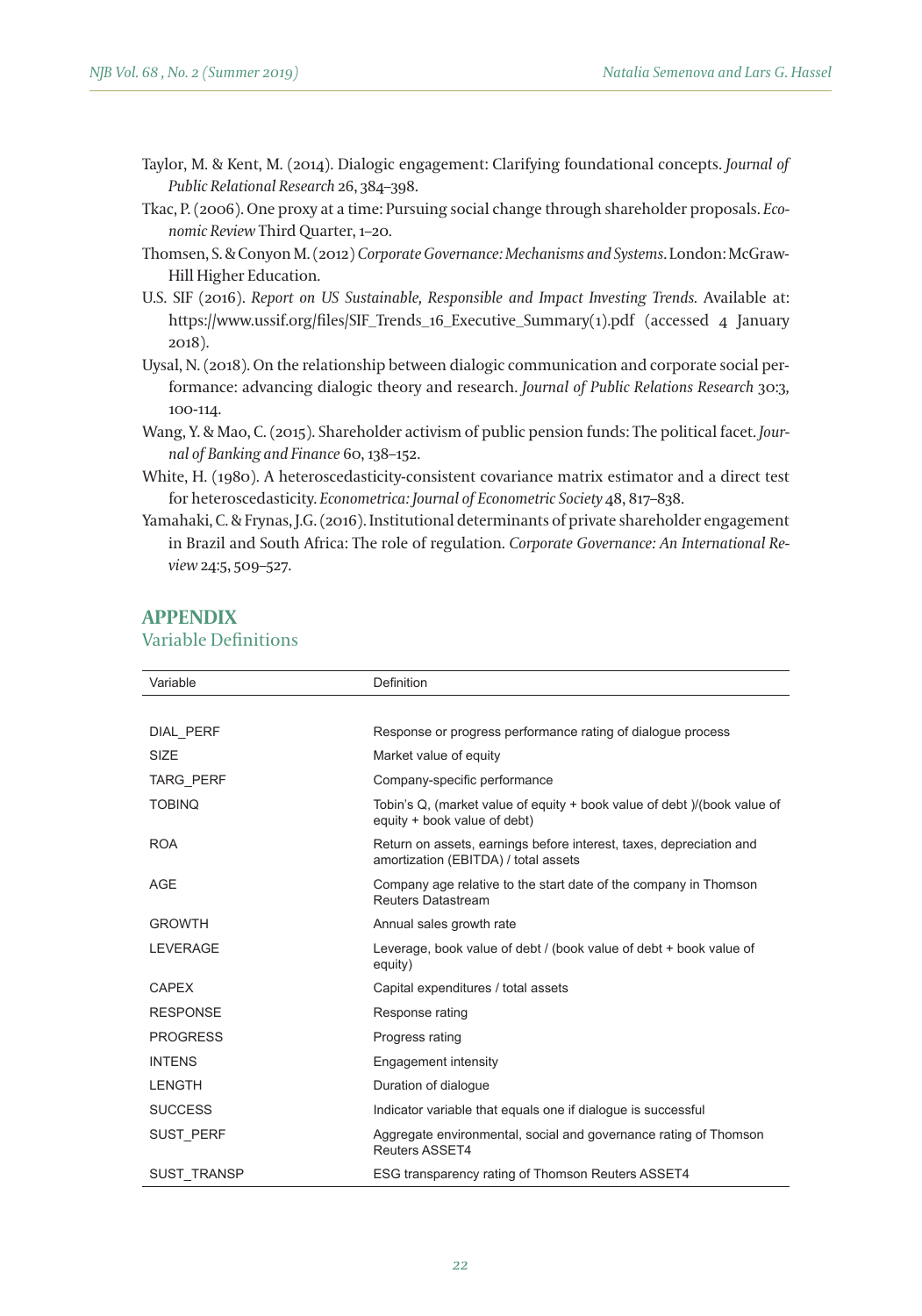Taylor, M. & Kent, M. (2014). Dialogic engagement: Clarifying foundational concepts. *Journal of Public Relational Research* 26, 384–398.

Tkac, P. (2006). One proxy at a time: Pursuing social change through shareholder proposals. *Economic Review* Third Quarter, 1–20.

Thomsen, S. & Conyon M. (2012) *Corporate Governance: Mechanisms and Systems*. London: McGraw-Hill Higher Education.

U.S. SIF (2016). *Report on US Sustainable, Responsible and Impact Investing Trends.* Available at: https://www.ussif.org/files/SIF_Trends_16_Executive_Summary(1).pdf (accessed 4 January 2018).

Uysal, N. (2018). On the relationship between dialogic communication and corporate social performance: advancing dialogic theory and research. *Journal of Public Relations Research* 30:3, 100-114.

Wang, Y. & Mao, C. (2015). Shareholder activism of public pension funds: The political facet. *Journal of Banking and Finance* 60, 138–152.

White, H. (1980). A heteroscedasticity-consistent covariance matrix estimator and a direct test for heteroscedasticity. *Econometrica: Journal of Econometric Society* 48, 817–838.

Yamahaki, C. & Frynas, J.G. (2016). Institutional determinants of private shareholder engagement in Brazil and South Africa: The role of regulation. *Corporate Governance: An International Review* 24:5, 509–527.

## APPENDIX

### Variable Definitions

| Variable | Definition |
|---|---|
| DIAL_PERF | Response or progress performance rating of dialogue process |
| SIZE | Market value of equity |
| TARG_PERF | Company-specific performance |
| TOBINQ | Tobin's Q, (market value of equity + book value of debt )/(book value of equity + book value of debt) |
| ROA | Return on assets, earnings before interest, taxes, depreciation and amortization (EBITDA) / total assets |
| AGE | Company age relative to the start date of the company in Thomson Reuters Datastream |
| GROWTH | Annual sales growth rate |
| LEVERAGE | Leverage, book value of debt / (book value of debt + book value of equity) |
| CAPEX | Capital expenditures / total assets |
| RESPONSE | Response rating |
| PROGRESS | Progress rating |
| INTENS | Engagement intensity |
| LENGTH | Duration of dialogue |
| SUCCESS | Indicator variable that equals one if dialogue is successful |
| SUST_PERF | Aggregate environmental, social and governance rating of Thomson Reuters ASSET4 |
| SUST_TRANSP | ESG transparency rating of Thomson Reuters ASSET4 |